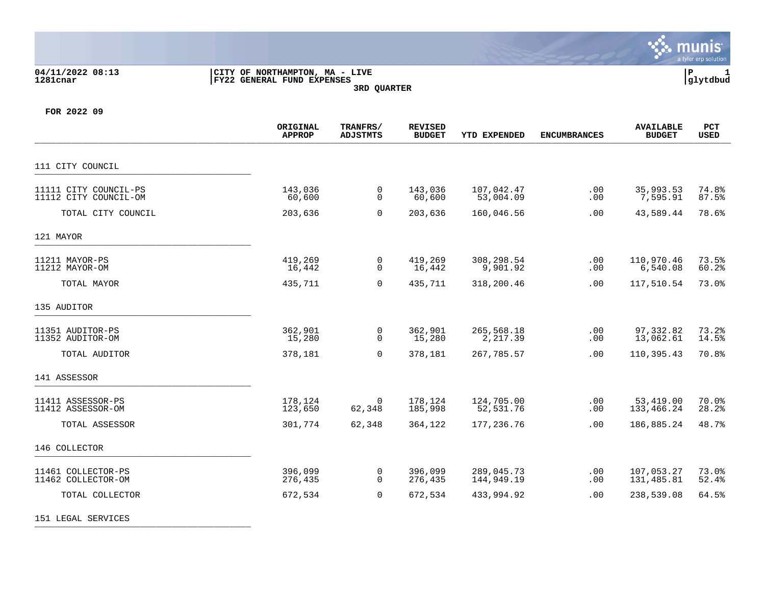04/11/2022 08:13
1281cnar

CITY OF NORTHAMPTON, MA - LIVE
FY22 GENERAL FUND EXPENSES
3RD QUARTER

P 1
glytdbud

**FOR 2022 09**

| | ORIGINAL APPROP | TRANFRS/ ADJSTMTS | REVISED BUDGET | YTD EXPENDED | ENCUMBRANCES | AVAILABLE BUDGET | PCT USED |
|---|---|---|---|---|---|---|---|
| **111 CITY COUNCIL** | | | | | | | |
| 11111 CITY COUNCIL-PS | 143,036 | 0 | 143,036 | 107,042.47 | .00 | 35,993.53 | 74.8% |
| 11112 CITY COUNCIL-OM | 60,600 | 0 | 60,600 | 53,004.09 | .00 | 7,595.91 | 87.5% |
| TOTAL CITY COUNCIL | 203,636 | 0 | 203,636 | 160,046.56 | .00 | 43,589.44 | 78.6% |
| **121 MAYOR** | | | | | | | |
| 11211 MAYOR-PS | 419,269 | 0 | 419,269 | 308,298.54 | .00 | 110,970.46 | 73.5% |
| 11212 MAYOR-OM | 16,442 | 0 | 16,442 | 9,901.92 | .00 | 6,540.08 | 60.2% |
| TOTAL MAYOR | 435,711 | 0 | 435,711 | 318,200.46 | .00 | 117,510.54 | 73.0% |
| **135 AUDITOR** | | | | | | | |
| 11351 AUDITOR-PS | 362,901 | 0 | 362,901 | 265,568.18 | .00 | 97,332.82 | 73.2% |
| 11352 AUDITOR-OM | 15,280 | 0 | 15,280 | 2,217.39 | .00 | 13,062.61 | 14.5% |
| TOTAL AUDITOR | 378,181 | 0 | 378,181 | 267,785.57 | .00 | 110,395.43 | 70.8% |
| **141 ASSESSOR** | | | | | | | |
| 11411 ASSESSOR-PS | 178,124 | 0 | 178,124 | 124,705.00 | .00 | 53,419.00 | 70.0% |
| 11412 ASSESSOR-OM | 123,650 | 62,348 | 185,998 | 52,531.76 | .00 | 133,466.24 | 28.2% |
| TOTAL ASSESSOR | 301,774 | 62,348 | 364,122 | 177,236.76 | .00 | 186,885.24 | 48.7% |
| **146 COLLECTOR** | | | | | | | |
| 11461 COLLECTOR-PS | 396,099 | 0 | 396,099 | 289,045.73 | .00 | 107,053.27 | 73.0% |
| 11462 COLLECTOR-OM | 276,435 | 0 | 276,435 | 144,949.19 | .00 | 131,485.81 | 52.4% |
| TOTAL COLLECTOR | 672,534 | 0 | 672,534 | 433,994.92 | .00 | 238,539.08 | 64.5% |
| **151 LEGAL SERVICES** | | | | | | | |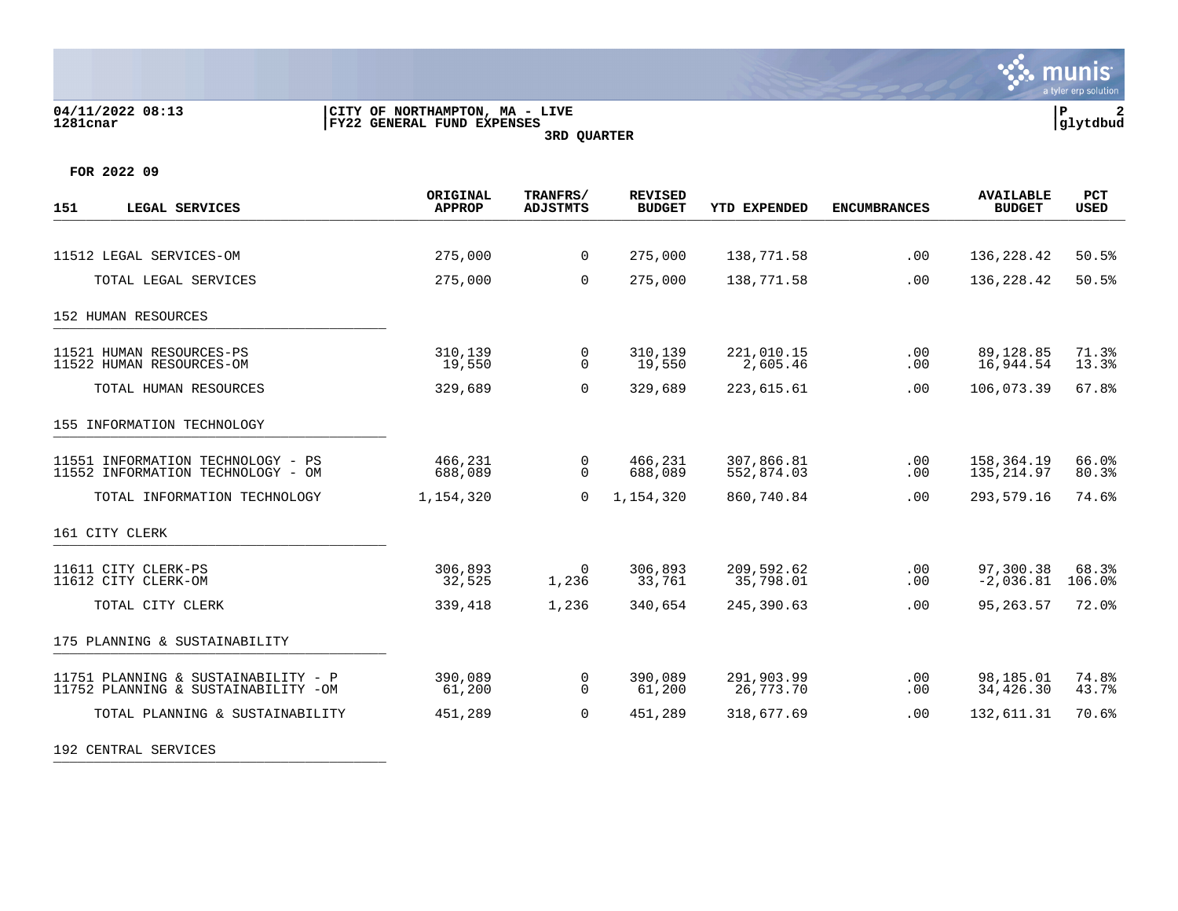**04/11/2022 08:13**
**1281cnar**

**CITY OF NORTHAMPTON, MA - LIVE**
**FY22 GENERAL FUND EXPENSES**
**3RD QUARTER**

**glytdbud**

**FOR 2022 09**

| 151 LEGAL SERVICES | ORIGINAL APPROP | TRANFRS/ ADJSTMTS | REVISED BUDGET | YTD EXPENDED | ENCUMBRANCES | AVAILABLE BUDGET | PCT USED |
|---|---|---|---|---|---|---|---|
| 11512 LEGAL SERVICES-OM | 275,000 | 0 | 275,000 | 138,771.58 | .00 | 136,228.42 | 50.5% |
| TOTAL LEGAL SERVICES | 275,000 | 0 | 275,000 | 138,771.58 | .00 | 136,228.42 | 50.5% |
| **152 HUMAN RESOURCES** | | | | | | | |
| 11521 HUMAN RESOURCES-PS | 310,139 | 0 | 310,139 | 221,010.15 | .00 | 89,128.85 | 71.3% |
| 11522 HUMAN RESOURCES-OM | 19,550 | 0 | 19,550 | 2,605.46 | .00 | 16,944.54 | 13.3% |
| TOTAL HUMAN RESOURCES | 329,689 | 0 | 329,689 | 223,615.61 | .00 | 106,073.39 | 67.8% |
| **155 INFORMATION TECHNOLOGY** | | | | | | | |
| 11551 INFORMATION TECHNOLOGY - PS | 466,231 | 0 | 466,231 | 307,866.81 | .00 | 158,364.19 | 66.0% |
| 11552 INFORMATION TECHNOLOGY - OM | 688,089 | 0 | 688,089 | 552,874.03 | .00 | 135,214.97 | 80.3% |
| TOTAL INFORMATION TECHNOLOGY | 1,154,320 | 0 | 1,154,320 | 860,740.84 | .00 | 293,579.16 | 74.6% |
| **161 CITY CLERK** | | | | | | | |
| 11611 CITY CLERK-PS | 306,893 | 0 | 306,893 | 209,592.62 | .00 | 97,300.38 | 68.3% |
| 11612 CITY CLERK-OM | 32,525 | 1,236 | 33,761 | 35,798.01 | .00 | -2,036.81 | 106.0% |
| TOTAL CITY CLERK | 339,418 | 1,236 | 340,654 | 245,390.63 | .00 | 95,263.57 | 72.0% |
| **175 PLANNING & SUSTAINABILITY** | | | | | | | |
| 11751 PLANNING & SUSTAINABILITY - P | 390,089 | 0 | 390,089 | 291,903.99 | .00 | 98,185.01 | 74.8% |
| 11752 PLANNING & SUSTAINABILITY -OM | 61,200 | 0 | 61,200 | 26,773.70 | .00 | 34,426.30 | 43.7% |
| TOTAL PLANNING & SUSTAINABILITY | 451,289 | 0 | 451,289 | 318,677.69 | .00 | 132,611.31 | 70.6% |
| **192 CENTRAL SERVICES** | | | | | | | |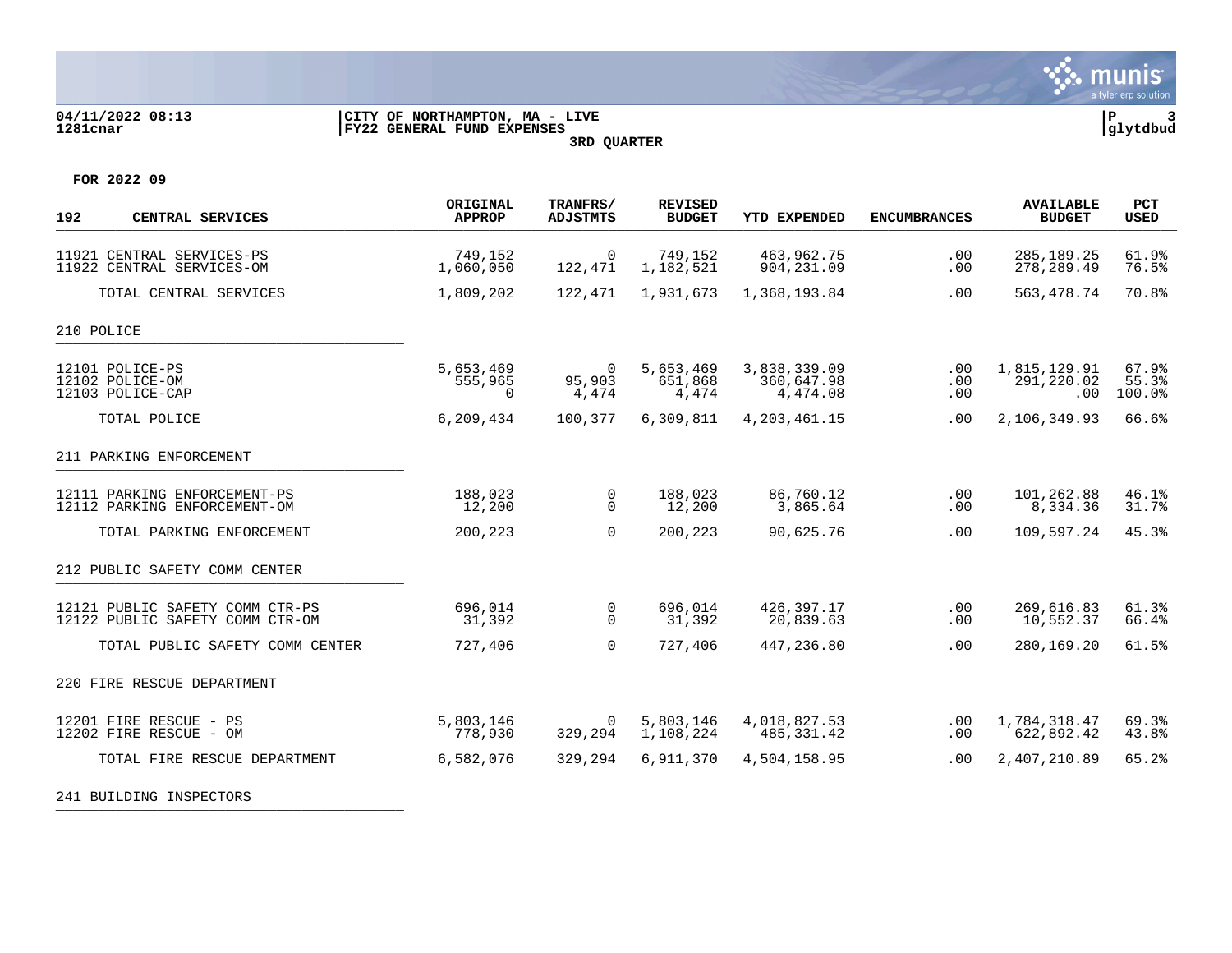04/11/2022 08:13 | CITY OF NORTHAMPTON, MA - LIVE
1281cnar | FY22 GENERAL FUND EXPENSES | glytdbud

3RD QUARTER

FOR 2022 09

| 192 CENTRAL SERVICES | ORIGINAL APPROP | TRANFRS/ ADJSTMTS | REVISED BUDGET | YTD EXPENDED | ENCUMBRANCES | AVAILABLE BUDGET | PCT USED |
|---|---|---|---|---|---|---|---|
| 11921 CENTRAL SERVICES-PS | 749,152 | 0 | 749,152 | 463,962.75 | .00 | 285,189.25 | 61.9% |
| 11922 CENTRAL SERVICES-OM | 1,060,050 | 122,471 | 1,182,521 | 904,231.09 | .00 | 278,289.49 | 76.5% |
| TOTAL CENTRAL SERVICES | 1,809,202 | 122,471 | 1,931,673 | 1,368,193.84 | .00 | 563,478.74 | 70.8% |
| **210 POLICE** | | | | | | | |
| 12101 POLICE-PS | 5,653,469 | 0 | 5,653,469 | 3,838,339.09 | .00 | 1,815,129.91 | 67.9% |
| 12102 POLICE-OM | 555,965 | 95,903 | 651,868 | 360,647.98 | .00 | 291,220.02 | 55.3% |
| 12103 POLICE-CAP | 0 | 4,474 | 4,474 | 4,474.08 | .00 | .00 | 100.0% |
| TOTAL POLICE | 6,209,434 | 100,377 | 6,309,811 | 4,203,461.15 | .00 | 2,106,349.93 | 66.6% |
| **211 PARKING ENFORCEMENT** | | | | | | | |
| 12111 PARKING ENFORCEMENT-PS | 188,023 | 0 | 188,023 | 86,760.12 | .00 | 101,262.88 | 46.1% |
| 12112 PARKING ENFORCEMENT-OM | 12,200 | 0 | 12,200 | 3,865.64 | .00 | 8,334.36 | 31.7% |
| TOTAL PARKING ENFORCEMENT | 200,223 | 0 | 200,223 | 90,625.76 | .00 | 109,597.24 | 45.3% |
| **212 PUBLIC SAFETY COMM CENTER** | | | | | | | |
| 12121 PUBLIC SAFETY COMM CTR-PS | 696,014 | 0 | 696,014 | 426,397.17 | .00 | 269,616.83 | 61.3% |
| 12122 PUBLIC SAFETY COMM CTR-OM | 31,392 | 0 | 31,392 | 20,839.63 | .00 | 10,552.37 | 66.4% |
| TOTAL PUBLIC SAFETY COMM CENTER | 727,406 | 0 | 727,406 | 447,236.80 | .00 | 280,169.20 | 61.5% |
| **220 FIRE RESCUE DEPARTMENT** | | | | | | | |
| 12201 FIRE RESCUE - PS | 5,803,146 | 0 | 5,803,146 | 4,018,827.53 | .00 | 1,784,318.47 | 69.3% |
| 12202 FIRE RESCUE - OM | 778,930 | 329,294 | 1,108,224 | 485,331.42 | .00 | 622,892.42 | 43.8% |
| TOTAL FIRE RESCUE DEPARTMENT | 6,582,076 | 329,294 | 6,911,370 | 4,504,158.95 | .00 | 2,407,210.89 | 65.2% |
| **241 BUILDING INSPECTORS** | | | | | | | |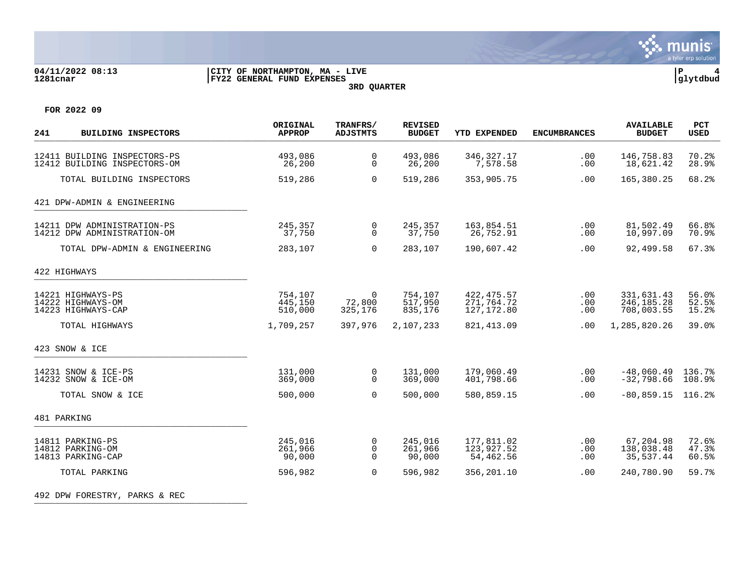04/11/2022 08:13 | CITY OF NORTHAMPTON, MA - LIVE
1281cnar | FY22 GENERAL FUND EXPENSES

**3RD QUARTER**

**FOR 2022 09**

| 241 BUILDING INSPECTORS | ORIGINAL APPROP | TRANFRS/ ADJSTMTS | REVISED BUDGET | YTD EXPENDED | ENCUMBRANCES | AVAILABLE BUDGET | PCT USED |
|---|---|---|---|---|---|---|---|
| 12411 BUILDING INSPECTORS-PS | 493,086 | 0 | 493,086 | 346,327.17 | .00 | 146,758.83 | 70.2% |
| 12412 BUILDING INSPECTORS-OM | 26,200 | 0 | 26,200 | 7,578.58 | .00 | 18,621.42 | 28.9% |
| TOTAL BUILDING INSPECTORS | 519,286 | 0 | 519,286 | 353,905.75 | .00 | 165,380.25 | 68.2% |
| **421 DPW-ADMIN & ENGINEERING** | | | | | | | |
| 14211 DPW ADMINISTRATION-PS | 245,357 | 0 | 245,357 | 163,854.51 | .00 | 81,502.49 | 66.8% |
| 14212 DPW ADMINISTRATION-OM | 37,750 | 0 | 37,750 | 26,752.91 | .00 | 10,997.09 | 70.9% |
| TOTAL DPW-ADMIN & ENGINEERING | 283,107 | 0 | 283,107 | 190,607.42 | .00 | 92,499.58 | 67.3% |
| **422 HIGHWAYS** | | | | | | | |
| 14221 HIGHWAYS-PS | 754,107 | 0 | 754,107 | 422,475.57 | .00 | 331,631.43 | 56.0% |
| 14222 HIGHWAYS-OM | 445,150 | 72,800 | 517,950 | 271,764.72 | .00 | 246,185.28 | 52.5% |
| 14223 HIGHWAYS-CAP | 510,000 | 325,176 | 835,176 | 127,172.80 | .00 | 708,003.55 | 15.2% |
| TOTAL HIGHWAYS | 1,709,257 | 397,976 | 2,107,233 | 821,413.09 | .00 | 1,285,820.26 | 39.0% |
| **423 SNOW & ICE** | | | | | | | |
| 14231 SNOW & ICE-PS | 131,000 | 0 | 131,000 | 179,060.49 | .00 | -48,060.49 | 136.7% |
| 14232 SNOW & ICE-OM | 369,000 | 0 | 369,000 | 401,798.66 | .00 | -32,798.66 | 108.9% |
| TOTAL SNOW & ICE | 500,000 | 0 | 500,000 | 580,859.15 | .00 | -80,859.15 | 116.2% |
| **481 PARKING** | | | | | | | |
| 14811 PARKING-PS | 245,016 | 0 | 245,016 | 177,811.02 | .00 | 67,204.98 | 72.6% |
| 14812 PARKING-OM | 261,966 | 0 | 261,966 | 123,927.52 | .00 | 138,038.48 | 47.3% |
| 14813 PARKING-CAP | 90,000 | 0 | 90,000 | 54,462.56 | .00 | 35,537.44 | 60.5% |
| TOTAL PARKING | 596,982 | 0 | 596,982 | 356,201.10 | .00 | 240,780.90 | 59.7% |
| **492 DPW FORESTRY, PARKS & REC** | | | | | | | |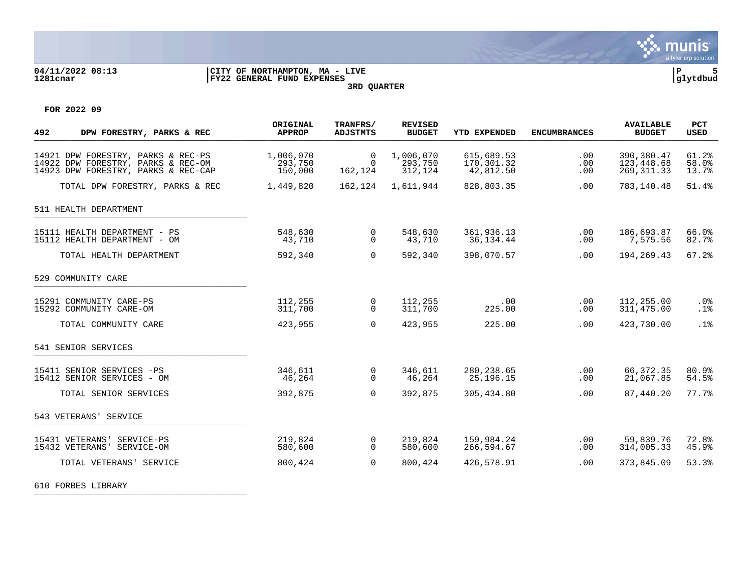04/11/2022 08:13 | CITY OF NORTHAMPTON, MA - LIVE
1281cnar | FY22 GENERAL FUND EXPENSES | glytdbud

3RD QUARTER

FOR 2022 09

| 492 DPW FORESTRY, PARKS & REC | ORIGINAL APPROP | TRANFRS/ ADJSTMTS | REVISED BUDGET | YTD EXPENDED | ENCUMBRANCES | AVAILABLE BUDGET | PCT USED |
|---|---|---|---|---|---|---|---|
| 14921 DPW FORESTRY, PARKS & REC-PS | 1,006,070 | 0 | 1,006,070 | 615,689.53 | .00 | 390,380.47 | 61.2% |
| 14922 DPW FORESTRY, PARKS & REC-OM | 293,750 | 0 | 293,750 | 170,301.32 | .00 | 123,448.68 | 58.0% |
| 14923 DPW FORESTRY, PARKS & REC-CAP | 150,000 | 162,124 | 312,124 | 42,812.50 | .00 | 269,311.33 | 13.7% |
| TOTAL DPW FORESTRY, PARKS & REC | 1,449,820 | 162,124 | 1,611,944 | 828,803.35 | .00 | 783,140.48 | 51.4% |
| **511 HEALTH DEPARTMENT** | | | | | | | |
| 15111 HEALTH DEPARTMENT - PS | 548,630 | 0 | 548,630 | 361,936.13 | .00 | 186,693.87 | 66.0% |
| 15112 HEALTH DEPARTMENT - OM | 43,710 | 0 | 43,710 | 36,134.44 | .00 | 7,575.56 | 82.7% |
| TOTAL HEALTH DEPARTMENT | 592,340 | 0 | 592,340 | 398,070.57 | .00 | 194,269.43 | 67.2% |
| **529 COMMUNITY CARE** | | | | | | | |
| 15291 COMMUNITY CARE-PS | 112,255 | 0 | 112,255 | .00 | .00 | 112,255.00 | .0% |
| 15292 COMMUNITY CARE-OM | 311,700 | 0 | 311,700 | 225.00 | .00 | 311,475.00 | .1% |
| TOTAL COMMUNITY CARE | 423,955 | 0 | 423,955 | 225.00 | .00 | 423,730.00 | .1% |
| **541 SENIOR SERVICES** | | | | | | | |
| 15411 SENIOR SERVICES -PS | 346,611 | 0 | 346,611 | 280,238.65 | .00 | 66,372.35 | 80.9% |
| 15412 SENIOR SERVICES - OM | 46,264 | 0 | 46,264 | 25,196.15 | .00 | 21,067.85 | 54.5% |
| TOTAL SENIOR SERVICES | 392,875 | 0 | 392,875 | 305,434.80 | .00 | 87,440.20 | 77.7% |
| **543 VETERANS' SERVICE** | | | | | | | |
| 15431 VETERANS' SERVICE-PS | 219,824 | 0 | 219,824 | 159,984.24 | .00 | 59,839.76 | 72.8% |
| 15432 VETERANS' SERVICE-OM | 580,600 | 0 | 580,600 | 266,594.67 | .00 | 314,005.33 | 45.9% |
| TOTAL VETERANS' SERVICE | 800,424 | 0 | 800,424 | 426,578.91 | .00 | 373,845.09 | 53.3% |
| **610 FORBES LIBRARY** | | | | | | | |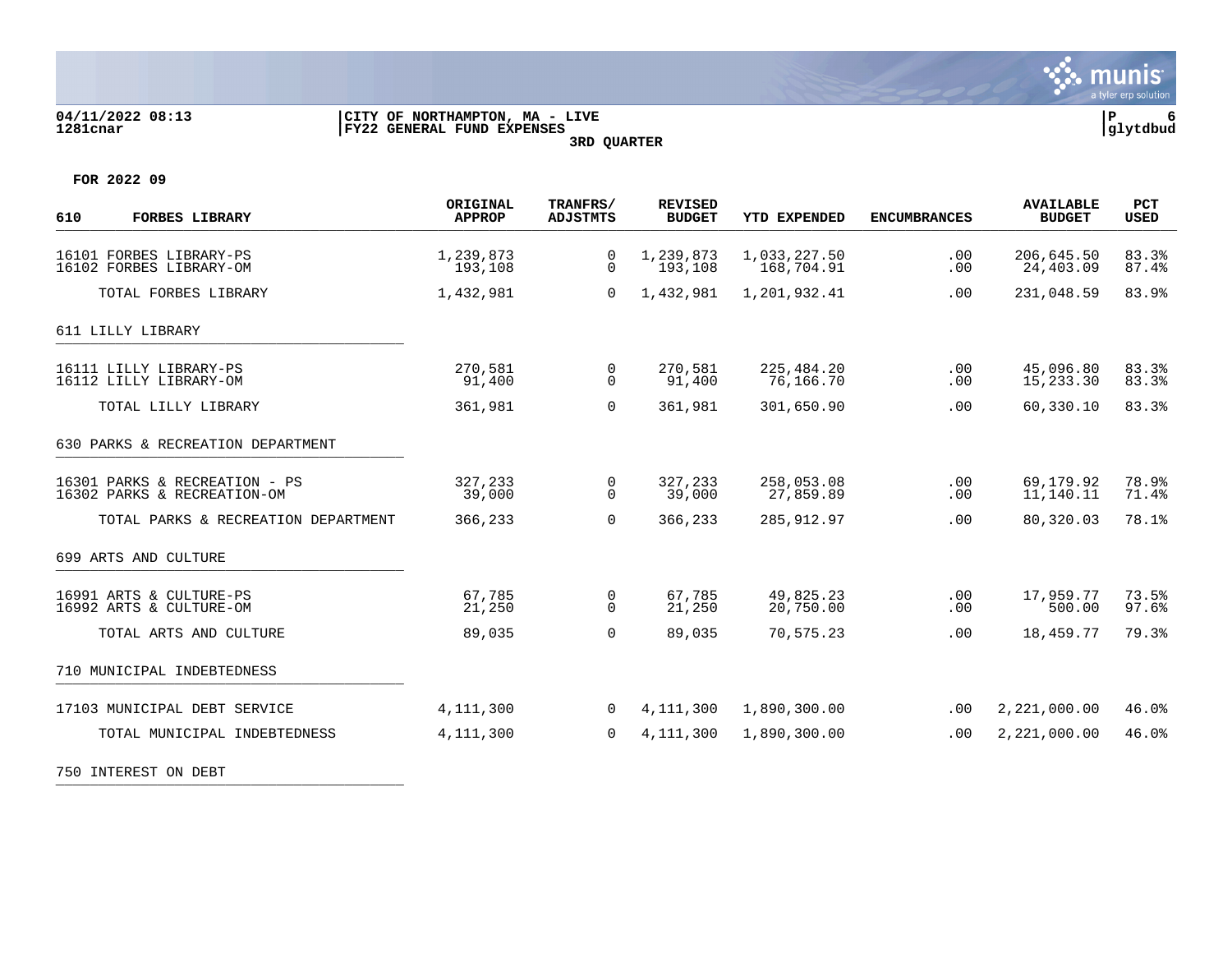**CITY OF NORTHAMPTON, MA - LIVE**
**FY22 GENERAL FUND EXPENSES**
**3RD QUARTER**

04/11/2022 08:13
1281cnar

**FOR 2022 09**

| 610 FORBES LIBRARY | ORIGINAL APPROP | TRANFRS/ ADJSTMTS | REVISED BUDGET | YTD EXPENDED | ENCUMBRANCES | AVAILABLE BUDGET | PCT USED |
|---|---|---|---|---|---|---|---|
| 16101 FORBES LIBRARY-PS | 1,239,873 | 0 | 1,239,873 | 1,033,227.50 | .00 | 206,645.50 | 83.3% |
| 16102 FORBES LIBRARY-OM | 193,108 | 0 | 193,108 | 168,704.91 | .00 | 24,403.09 | 87.4% |
| TOTAL FORBES LIBRARY | 1,432,981 | 0 | 1,432,981 | 1,201,932.41 | .00 | 231,048.59 | 83.9% |
| **611 LILLY LIBRARY** | | | | | | | |
| 16111 LILLY LIBRARY-PS | 270,581 | 0 | 270,581 | 225,484.20 | .00 | 45,096.80 | 83.3% |
| 16112 LILLY LIBRARY-OM | 91,400 | 0 | 91,400 | 76,166.70 | .00 | 15,233.30 | 83.3% |
| TOTAL LILLY LIBRARY | 361,981 | 0 | 361,981 | 301,650.90 | .00 | 60,330.10 | 83.3% |
| **630 PARKS & RECREATION DEPARTMENT** | | | | | | | |
| 16301 PARKS & RECREATION - PS | 327,233 | 0 | 327,233 | 258,053.08 | .00 | 69,179.92 | 78.9% |
| 16302 PARKS & RECREATION-OM | 39,000 | 0 | 39,000 | 27,859.89 | .00 | 11,140.11 | 71.4% |
| TOTAL PARKS & RECREATION DEPARTMENT | 366,233 | 0 | 366,233 | 285,912.97 | .00 | 80,320.03 | 78.1% |
| **699 ARTS AND CULTURE** | | | | | | | |
| 16991 ARTS & CULTURE-PS | 67,785 | 0 | 67,785 | 49,825.23 | .00 | 17,959.77 | 73.5% |
| 16992 ARTS & CULTURE-OM | 21,250 | 0 | 21,250 | 20,750.00 | .00 | 500.00 | 97.6% |
| TOTAL ARTS AND CULTURE | 89,035 | 0 | 89,035 | 70,575.23 | .00 | 18,459.77 | 79.3% |
| **710 MUNICIPAL INDEBTEDNESS** | | | | | | | |
| 17103 MUNICIPAL DEBT SERVICE | 4,111,300 | 0 | 4,111,300 | 1,890,300.00 | .00 | 2,221,000.00 | 46.0% |
| TOTAL MUNICIPAL INDEBTEDNESS | 4,111,300 | 0 | 4,111,300 | 1,890,300.00 | .00 | 2,221,000.00 | 46.0% |
| **750 INTEREST ON DEBT** | | | | | | | |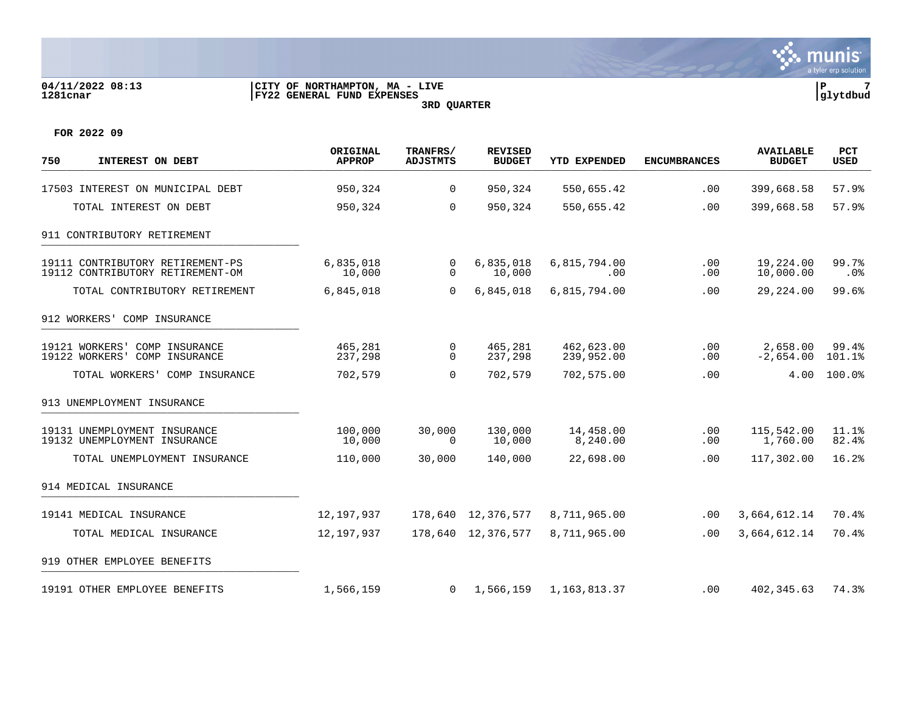**CITY OF NORTHAMPTON, MA - LIVE**
**FY22 GENERAL FUND EXPENSES**
**3RD QUARTER**

04/11/2022 08:13
1281cnar

**FOR 2022 09**

| 750 INTEREST ON DEBT | ORIGINAL APPROP | TRANFRS/ ADJSTMTS | REVISED BUDGET | YTD EXPENDED | ENCUMBRANCES | AVAILABLE BUDGET | PCT USED |
|---|---|---|---|---|---|---|---|
| 17503 INTEREST ON MUNICIPAL DEBT | 950,324 | 0 | 950,324 | 550,655.42 | .00 | 399,668.58 | 57.9% |
| TOTAL INTEREST ON DEBT | 950,324 | 0 | 950,324 | 550,655.42 | .00 | 399,668.58 | 57.9% |
| **911 CONTRIBUTORY RETIREMENT** | | | | | | | |
| 19111 CONTRIBUTORY RETIREMENT-PS | 6,835,018 | 0 | 6,835,018 | 6,815,794.00 | .00 | 19,224.00 | 99.7% |
| 19112 CONTRIBUTORY RETIREMENT-OM | 10,000 | 0 | 10,000 | .00 | .00 | 10,000.00 | .0% |
| TOTAL CONTRIBUTORY RETIREMENT | 6,845,018 | 0 | 6,845,018 | 6,815,794.00 | .00 | 29,224.00 | 99.6% |
| **912 WORKERS' COMP INSURANCE** | | | | | | | |
| 19121 WORKERS' COMP INSURANCE | 465,281 | 0 | 465,281 | 462,623.00 | .00 | 2,658.00 | 99.4% |
| 19122 WORKERS' COMP INSURANCE | 237,298 | 0 | 237,298 | 239,952.00 | .00 | -2,654.00 | 101.1% |
| TOTAL WORKERS' COMP INSURANCE | 702,579 | 0 | 702,579 | 702,575.00 | .00 | 4.00 | 100.0% |
| **913 UNEMPLOYMENT INSURANCE** | | | | | | | |
| 19131 UNEMPLOYMENT INSURANCE | 100,000 | 30,000 | 130,000 | 14,458.00 | .00 | 115,542.00 | 11.1% |
| 19132 UNEMPLOYMENT INSURANCE | 10,000 | 0 | 10,000 | 8,240.00 | .00 | 1,760.00 | 82.4% |
| TOTAL UNEMPLOYMENT INSURANCE | 110,000 | 30,000 | 140,000 | 22,698.00 | .00 | 117,302.00 | 16.2% |
| **914 MEDICAL INSURANCE** | | | | | | | |
| 19141 MEDICAL INSURANCE | 12,197,937 | 178,640 | 12,376,577 | 8,711,965.00 | .00 | 3,664,612.14 | 70.4% |
| TOTAL MEDICAL INSURANCE | 12,197,937 | 178,640 | 12,376,577 | 8,711,965.00 | .00 | 3,664,612.14 | 70.4% |
| **919 OTHER EMPLOYEE BENEFITS** | | | | | | | |
| 19191 OTHER EMPLOYEE BENEFITS | 1,566,159 | 0 | 1,566,159 | 1,163,813.37 | .00 | 402,345.63 | 74.3% |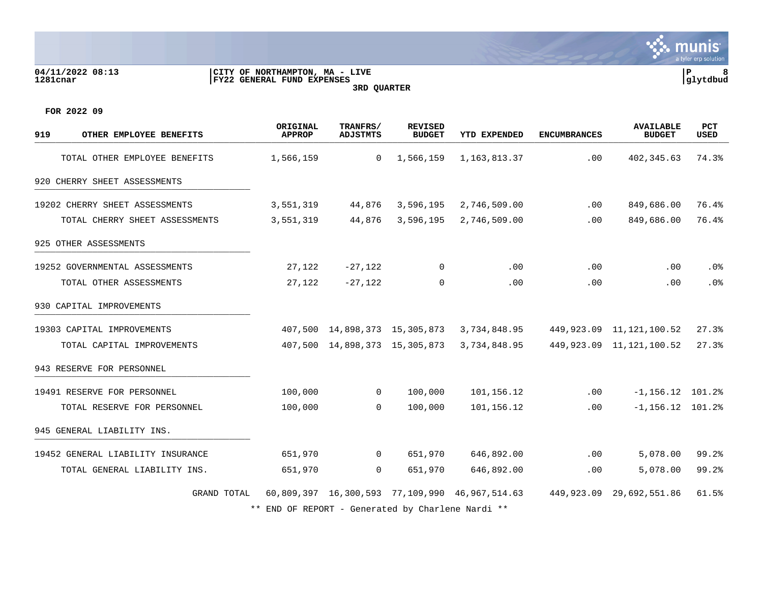**04/11/2022 08:13**
**1281cnar**

**CITY OF NORTHAMPTON, MA - LIVE**
**FY22 GENERAL FUND EXPENSES**
**3RD QUARTER**

**FOR 2022 09**

| 919 OTHER EMPLOYEE BENEFITS | ORIGINAL APPROP | TRANFRS/ ADJSTMTS | REVISED BUDGET | YTD EXPENDED | ENCUMBRANCES | AVAILABLE BUDGET | PCT USED |
|---|---|---|---|---|---|---|---|
| TOTAL OTHER EMPLOYEE BENEFITS | 1,566,159 | 0 | 1,566,159 | 1,163,813.37 | .00 | 402,345.63 | 74.3% |
| 920 CHERRY SHEET ASSESSMENTS | | | | | | | |
| 19202 CHERRY SHEET ASSESSMENTS | 3,551,319 | 44,876 | 3,596,195 | 2,746,509.00 | .00 | 849,686.00 | 76.4% |
| TOTAL CHERRY SHEET ASSESSMENTS | 3,551,319 | 44,876 | 3,596,195 | 2,746,509.00 | .00 | 849,686.00 | 76.4% |
| 925 OTHER ASSESSMENTS | | | | | | | |
| 19252 GOVERNMENTAL ASSESSMENTS | 27,122 | -27,122 | 0 | .00 | .00 | .00 | .0% |
| TOTAL OTHER ASSESSMENTS | 27,122 | -27,122 | 0 | .00 | .00 | .00 | .0% |
| 930 CAPITAL IMPROVEMENTS | | | | | | | |
| 19303 CAPITAL IMPROVEMENTS | 407,500 | 14,898,373 | 15,305,873 | 3,734,848.95 | 449,923.09 | 11,121,100.52 | 27.3% |
| TOTAL CAPITAL IMPROVEMENTS | 407,500 | 14,898,373 | 15,305,873 | 3,734,848.95 | 449,923.09 | 11,121,100.52 | 27.3% |
| 943 RESERVE FOR PERSONNEL | | | | | | | |
| 19491 RESERVE FOR PERSONNEL | 100,000 | 0 | 100,000 | 101,156.12 | .00 | -1,156.12 | 101.2% |
| TOTAL RESERVE FOR PERSONNEL | 100,000 | 0 | 100,000 | 101,156.12 | .00 | -1,156.12 | 101.2% |
| 945 GENERAL LIABILITY INS. | | | | | | | |
| 19452 GENERAL LIABILITY INSURANCE | 651,970 | 0 | 651,970 | 646,892.00 | .00 | 5,078.00 | 99.2% |
| TOTAL GENERAL LIABILITY INS. | 651,970 | 0 | 651,970 | 646,892.00 | .00 | 5,078.00 | 99.2% |
| GRAND TOTAL | 60,809,397 | 16,300,593 | 77,109,990 | 46,967,514.63 | 449,923.09 | 29,692,551.86 | 61.5% |

** END OF REPORT - Generated by Charlene Nardi **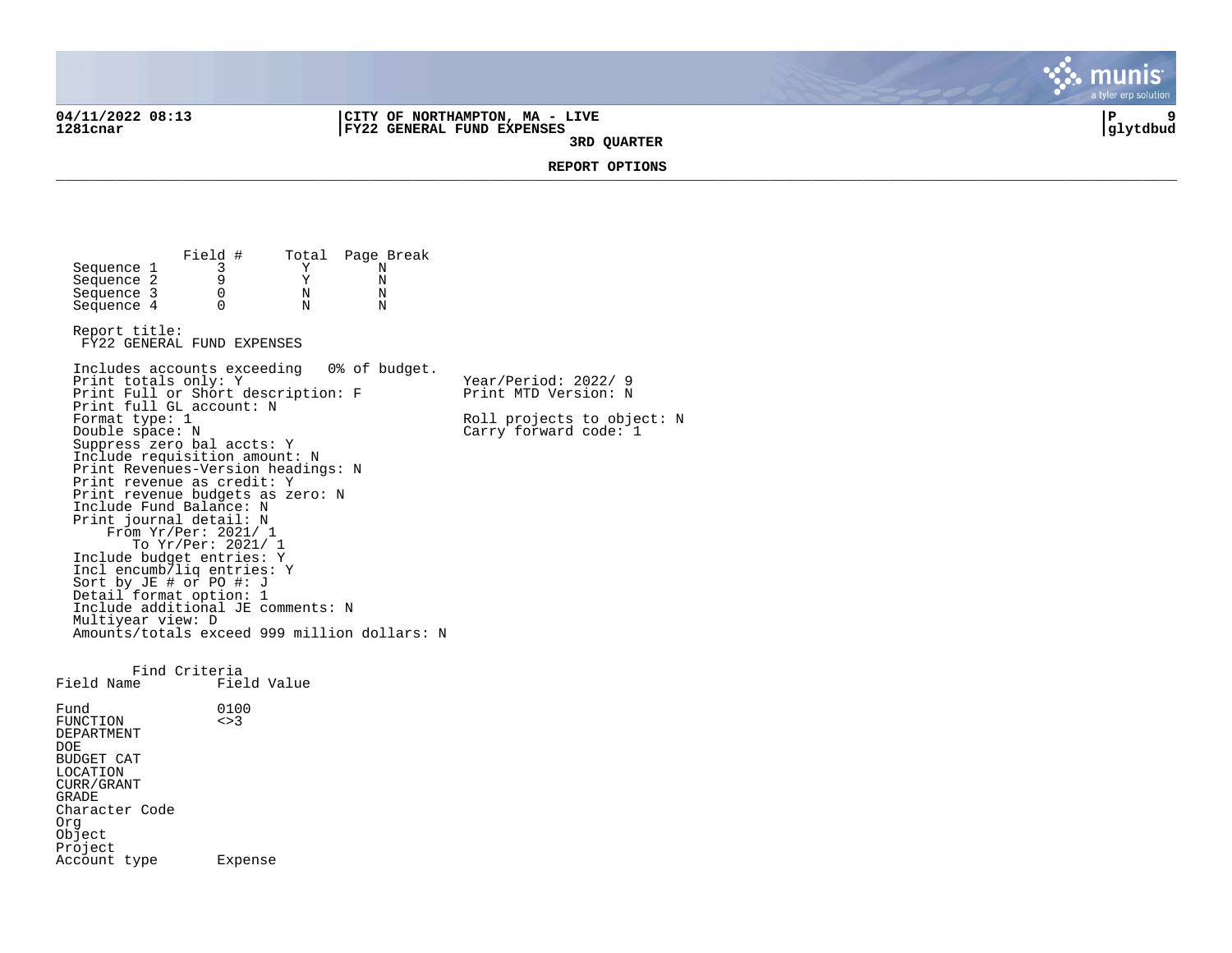**04/11/2022 08:13**
**1281cnar**

**CITY OF NORTHAMPTON, MA - LIVE**
**FY22 GENERAL FUND EXPENSES**
**3RD QUARTER**

**REPORT OPTIONS**

| | Field # | Total | Page Break |
|---|---|---|---|
| Sequence 1 | 3 | Y | N |
| Sequence 2 | 9 | Y | N |
| Sequence 3 | 0 | N | N |
| Sequence 4 | 0 | N | N |

Report title:
FY22 GENERAL FUND EXPENSES

Includes accounts exceeding 0% of budget.
Print totals only: Y
Print Full or Short description: F
Print full GL account: N
Format type: 1
Double space: N
Suppress zero bal accts: Y
Include requisition amount: N
Print Revenues-Version headings: N
Print revenue as credit: Y
Print revenue budgets as zero: N
Include Fund Balance: N
Print journal detail: N
From Yr/Per: 2021/ 1
To Yr/Per: 2021/ 1
Include budget entries: Y
Incl encumb/liq entries: Y
Sort by JE # or PO #: J
Detail format option: 1
Include additional JE comments: N
Multiyear view: D
Amounts/totals exceed 999 million dollars: N

Year/Period: 2022/ 9
Print MTD Version: N

Roll projects to object: N
Carry forward code: 1

Find Criteria

| Field Name | Field Value |
|---|---|
| Fund | 0100 |
| FUNCTION | <>3 |
| DEPARTMENT | |
| DOE | |
| BUDGET CAT | |
| LOCATION | |
| CURR/GRANT | |
| GRADE | |
| Character Code | |
| Org | |
| Object | |
| Project | |
| Account type | Expense |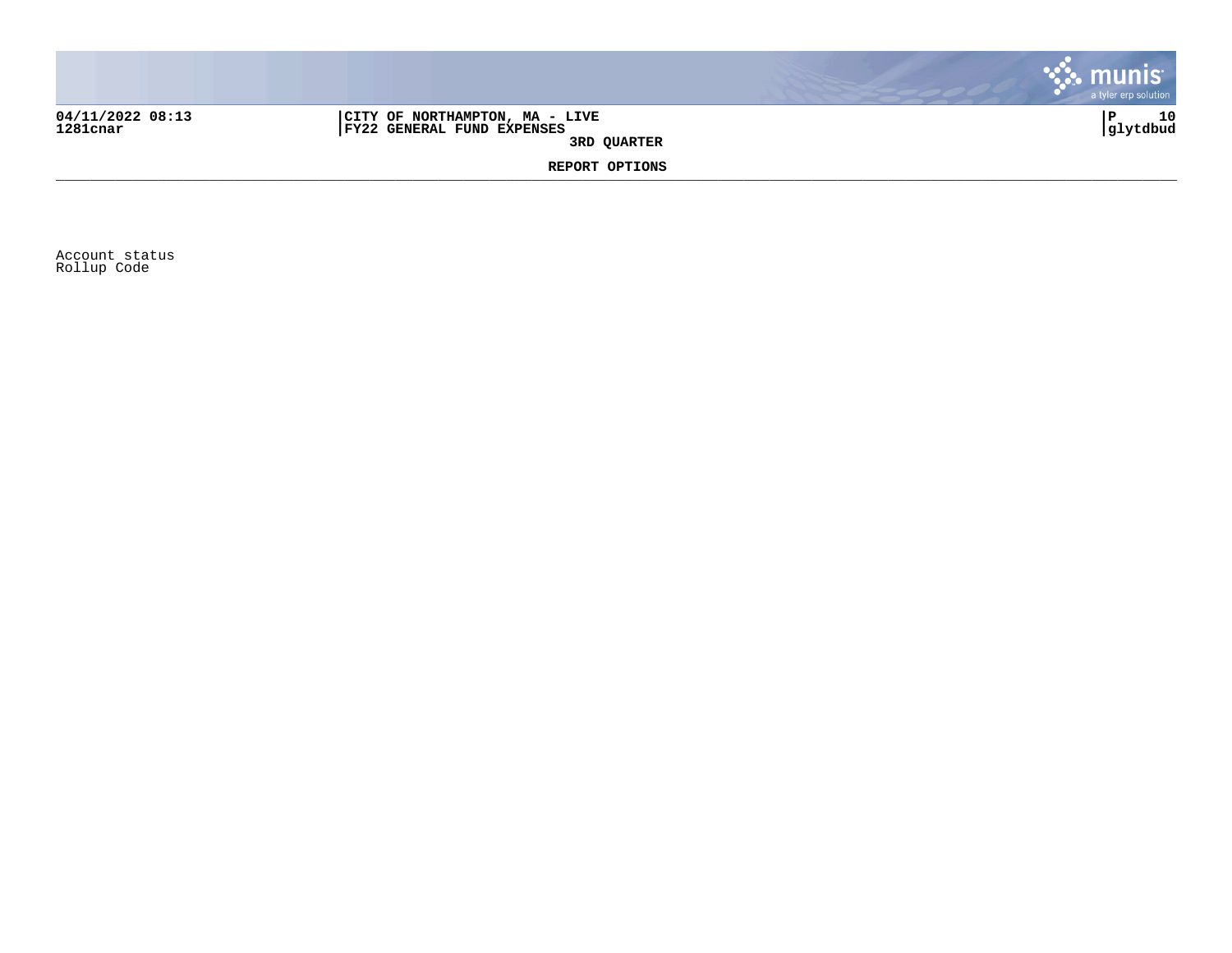**REPORT OPTIONS**

Account status
Rollup Code